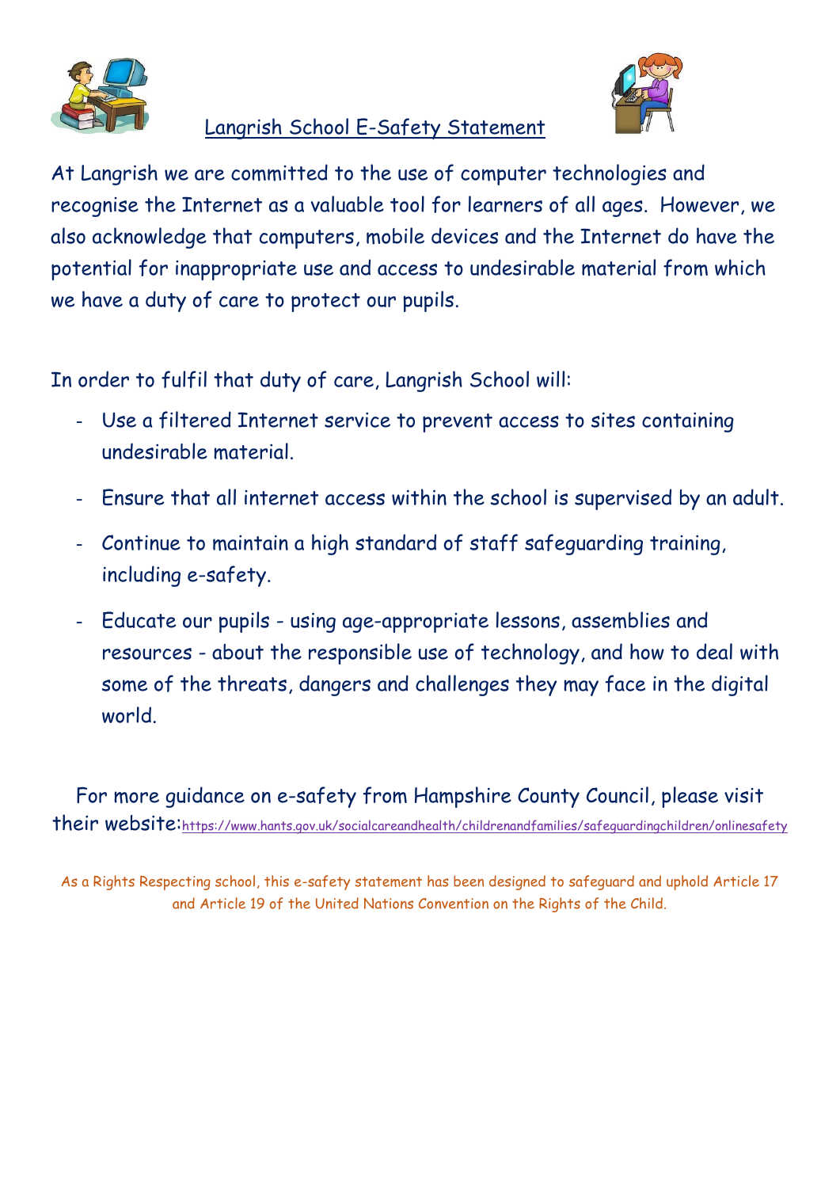# Langrish School E-Safety Statement

At Langrish we are committed to the use of computer technologies and recognise the Internet as a valuable tool for learners of all ages. However, we also acknowledge that computers, mobile devices and the Internet do have the potential for inappropriate use and access to undesirable material from which we have a duty of care to protect our pupils.

In order to fulfil that duty of care, Langrish School will:

- Use a filtered Internet service to prevent access to sites containing undesirable material.
- Ensure that all internet access within the school is supervised by an adult.
- Continue to maintain a high standard of staff safeguarding training, including e-safety.
- Educate our pupils - using age-appropriate lessons, assemblies and resources - about the responsible use of technology, and how to deal with some of the threats, dangers and challenges they may face in the digital world.

For more guidance on e-safety from Hampshire County Council, please visit their website: https://www.hants.gov.uk/socialcareandhealth/childrenandfamilies/safeguardingchildren/onlinesafety

As a Rights Respecting school, this e-safety statement has been designed to safeguard and uphold Article 17 and Article 19 of the United Nations Convention on the Rights of the Child.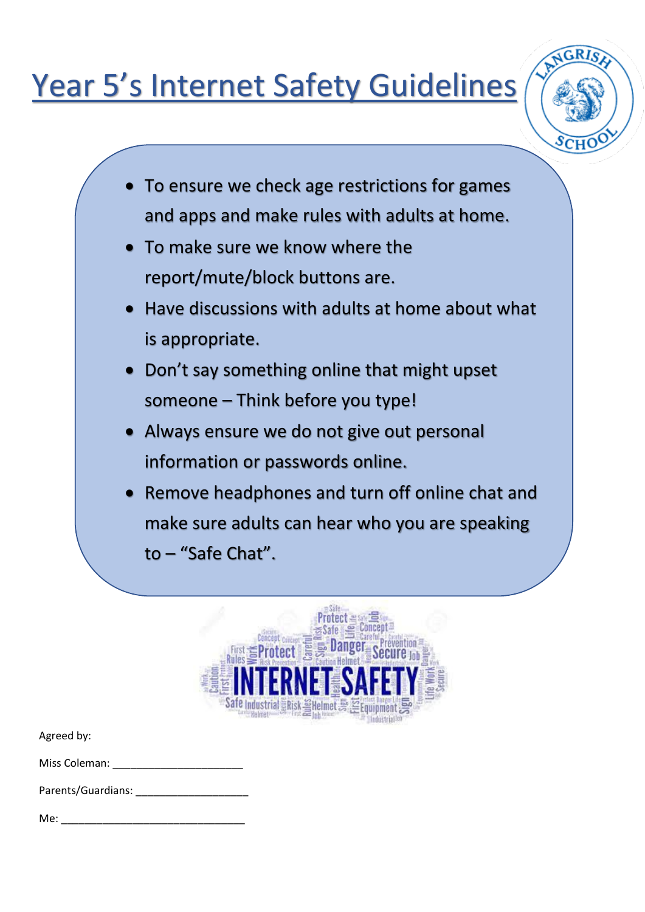# Year 5's Internet Safety Guidelines

- To ensure we check age restrictions for games and apps and make rules with adults at home.
- To make sure we know where the report/mute/block buttons are.
- Have discussions with adults at home about what is appropriate.
- Don't say something online that might upset someone – Think before you type!
- Always ensure we do not give out personal information or passwords online.
- Remove headphones and turn off online chat and make sure adults can hear who you are speaking to – "Safe Chat".

Agreed by:

Miss Coleman: ______________________

Parents/Guardians: ___________________

Me: _______________________________